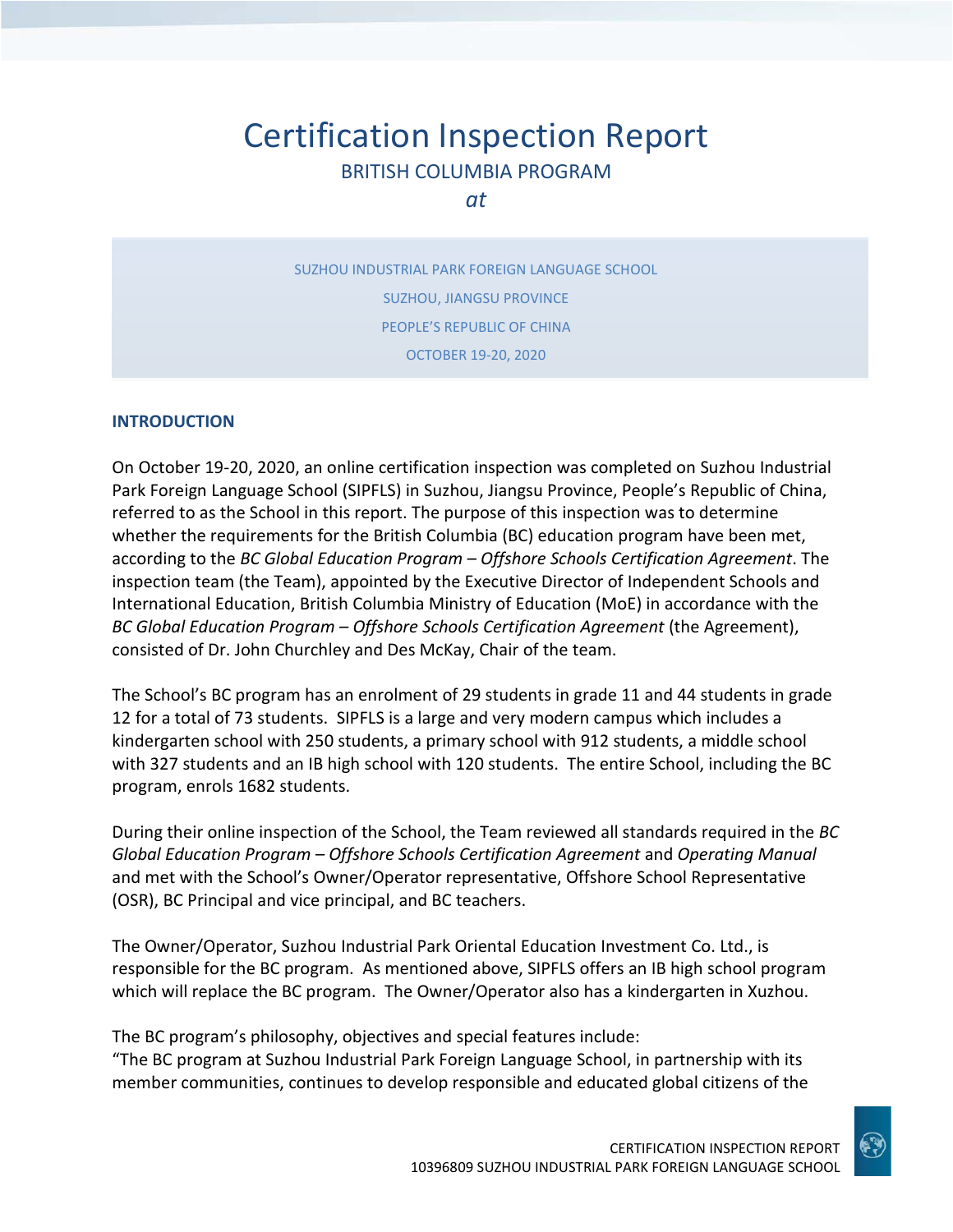# Certification Inspection Report

BRITISH COLUMBIA PROGRAM

*at*

SUZHOU INDUSTRIAL PARK FOREIGN LANGUAGE SCHOOL

SUZHOU, JIANGSU PROVINCE

PEOPLE'S REPUBLIC OF CHINA

OCTOBER 19-20, 2020

## INTRODUCTION

On October 19-20, 2020, an online certification inspection was completed on Suzhou Industrial Park Foreign Language School (SIPFLS) in Suzhou, Jiangsu Province, People's Republic of China, referred to as the School in this report. The purpose of this inspection was to determine whether the requirements for the British Columbia (BC) education program have been met, according to the *BC Global Education Program – Offshore Schools Certification Agreement*. The inspection team (the Team), appointed by the Executive Director of Independent Schools and International Education, British Columbia Ministry of Education (MoE) in accordance with the *BC Global Education Program – Offshore Schools Certification Agreement* (the Agreement), consisted of Dr. John Churchley and Des McKay, Chair of the team.

The School's BC program has an enrolment of 29 students in grade 11 and 44 students in grade 12 for a total of 73 students. SIPFLS is a large and very modern campus which includes a kindergarten school with 250 students, a primary school with 912 students, a middle school with 327 students and an IB high school with 120 students. The entire School, including the BC program, enrols 1682 students.

During their online inspection of the School, the Team reviewed all standards required in the *BC Global Education Program – Offshore Schools Certification Agreement* and *Operating Manual* and met with the School's Owner/Operator representative, Offshore School Representative (OSR), BC Principal and vice principal, and BC teachers.

The Owner/Operator, Suzhou Industrial Park Oriental Education Investment Co. Ltd., is responsible for the BC program. As mentioned above, SIPFLS offers an IB high school program which will replace the BC program. The Owner/Operator also has a kindergarten in Xuzhou.

The BC program's philosophy, objectives and special features include:
"The BC program at Suzhou Industrial Park Foreign Language School, in partnership with its member communities, continues to develop responsible and educated global citizens of the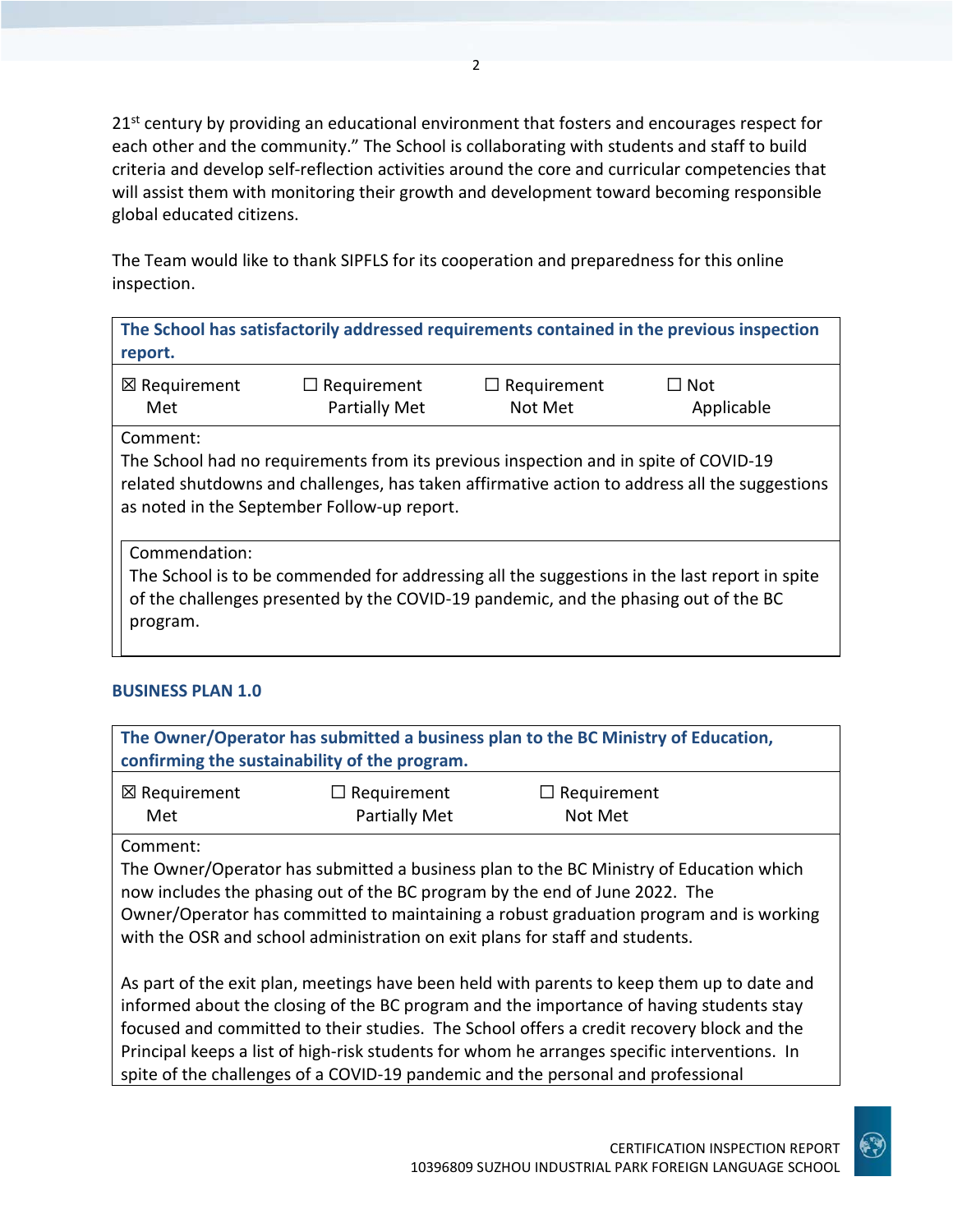21st century by providing an educational environment that fosters and encourages respect for each other and the community." The School is collaborating with students and staff to build criteria and develop self-reflection activities around the core and curricular competencies that will assist them with monitoring their growth and development toward becoming responsible global educated citizens.

The Team would like to thank SIPFLS for its cooperation and preparedness for this online inspection.

| **The School has satisfactorily addressed requirements contained in the previous inspection report.** | | | |
|---|---|---|---|
| ☒ Requirement Met | ☐ Requirement Partially Met | ☐ Requirement Not Met | ☐ Not Applicable |
| Comment:<br>The School had no requirements from its previous inspection and in spite of COVID-19 related shutdowns and challenges, has taken affirmative action to address all the suggestions as noted in the September Follow-up report. | | | |
| Commendation:<br>The School is to be commended for addressing all the suggestions in the last report in spite of the challenges presented by the COVID-19 pandemic, and the phasing out of the BC program. | | | |

### BUSINESS PLAN 1.0

| **The Owner/Operator has submitted a business plan to the BC Ministry of Education, confirming the sustainability of the program.** | | |
|---|---|---|
| ☒ Requirement Met | ☐ Requirement Partially Met | ☐ Requirement Not Met |
| Comment:<br>The Owner/Operator has submitted a business plan to the BC Ministry of Education which now includes the phasing out of the BC program by the end of June 2022. The Owner/Operator has committed to maintaining a robust graduation program and is working with the OSR and school administration on exit plans for staff and students.<br><br>As part of the exit plan, meetings have been held with parents to keep them up to date and informed about the closing of the BC program and the importance of having students stay focused and committed to their studies. The School offers a credit recovery block and the Principal keeps a list of high-risk students for whom he arranges specific interventions. In spite of the challenges of a COVID-19 pandemic and the personal and professional | | |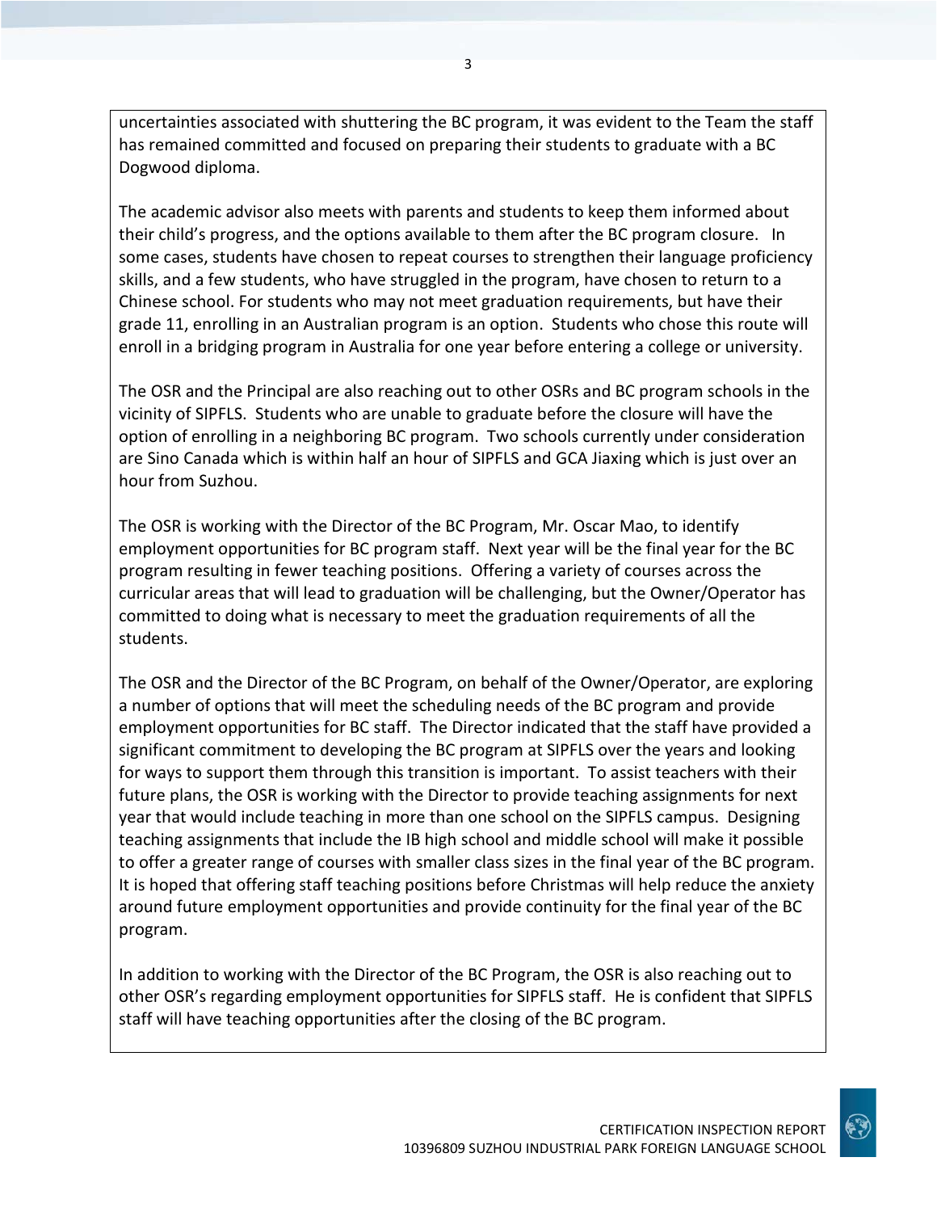uncertainties associated with shuttering the BC program, it was evident to the Team the staff has remained committed and focused on preparing their students to graduate with a BC Dogwood diploma.

The academic advisor also meets with parents and students to keep them informed about their child's progress, and the options available to them after the BC program closure. In some cases, students have chosen to repeat courses to strengthen their language proficiency skills, and a few students, who have struggled in the program, have chosen to return to a Chinese school. For students who may not meet graduation requirements, but have their grade 11, enrolling in an Australian program is an option. Students who chose this route will enroll in a bridging program in Australia for one year before entering a college or university.

The OSR and the Principal are also reaching out to other OSRs and BC program schools in the vicinity of SIPFLS. Students who are unable to graduate before the closure will have the option of enrolling in a neighboring BC program. Two schools currently under consideration are Sino Canada which is within half an hour of SIPFLS and GCA Jiaxing which is just over an hour from Suzhou.

The OSR is working with the Director of the BC Program, Mr. Oscar Mao, to identify employment opportunities for BC program staff. Next year will be the final year for the BC program resulting in fewer teaching positions. Offering a variety of courses across the curricular areas that will lead to graduation will be challenging, but the Owner/Operator has committed to doing what is necessary to meet the graduation requirements of all the students.

The OSR and the Director of the BC Program, on behalf of the Owner/Operator, are exploring a number of options that will meet the scheduling needs of the BC program and provide employment opportunities for BC staff. The Director indicated that the staff have provided a significant commitment to developing the BC program at SIPFLS over the years and looking for ways to support them through this transition is important. To assist teachers with their future plans, the OSR is working with the Director to provide teaching assignments for next year that would include teaching in more than one school on the SIPFLS campus. Designing teaching assignments that include the IB high school and middle school will make it possible to offer a greater range of courses with smaller class sizes in the final year of the BC program. It is hoped that offering staff teaching positions before Christmas will help reduce the anxiety around future employment opportunities and provide continuity for the final year of the BC program.

In addition to working with the Director of the BC Program, the OSR is also reaching out to other OSR's regarding employment opportunities for SIPFLS staff. He is confident that SIPFLS staff will have teaching opportunities after the closing of the BC program.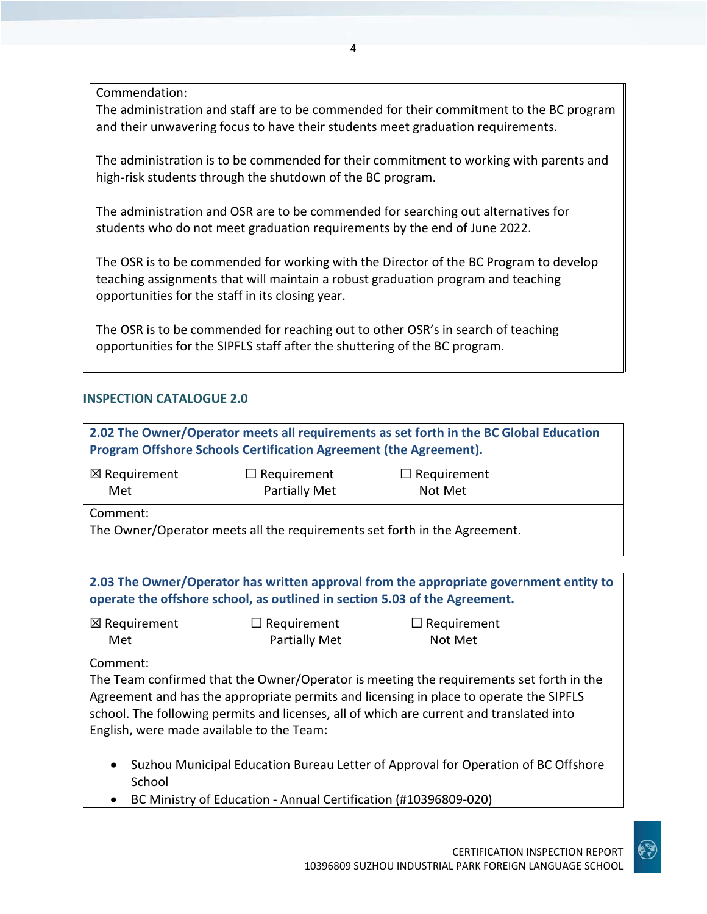Commendation:
The administration and staff are to be commended for their commitment to the BC program and their unwavering focus to have their students meet graduation requirements.

The administration is to be commended for their commitment to working with parents and high-risk students through the shutdown of the BC program.

The administration and OSR are to be commended for searching out alternatives for students who do not meet graduation requirements by the end of June 2022.

The OSR is to be commended for working with the Director of the BC Program to develop teaching assignments that will maintain a robust graduation program and teaching opportunities for the staff in its closing year.

The OSR is to be commended for reaching out to other OSR's in search of teaching opportunities for the SIPFLS staff after the shuttering of the BC program.

## INSPECTION CATALOGUE 2.0

**2.02 The Owner/Operator meets all requirements as set forth in the BC Global Education Program Offshore Schools Certification Agreement (the Agreement).**

| ☒ Requirement Met | ☐ Requirement Partially Met | ☐ Requirement Not Met |
|---|---|---|

Comment:
The Owner/Operator meets all the requirements set forth in the Agreement.

**2.03 The Owner/Operator has written approval from the appropriate government entity to operate the offshore school, as outlined in section 5.03 of the Agreement.**

| ☒ Requirement Met | ☐ Requirement Partially Met | ☐ Requirement Not Met |
|---|---|---|

Comment:
The Team confirmed that the Owner/Operator is meeting the requirements set forth in the Agreement and has the appropriate permits and licensing in place to operate the SIPFLS school. The following permits and licenses, all of which are current and translated into English, were made available to the Team:

- Suzhou Municipal Education Bureau Letter of Approval for Operation of BC Offshore School
- BC Ministry of Education - Annual Certification (#10396809-020)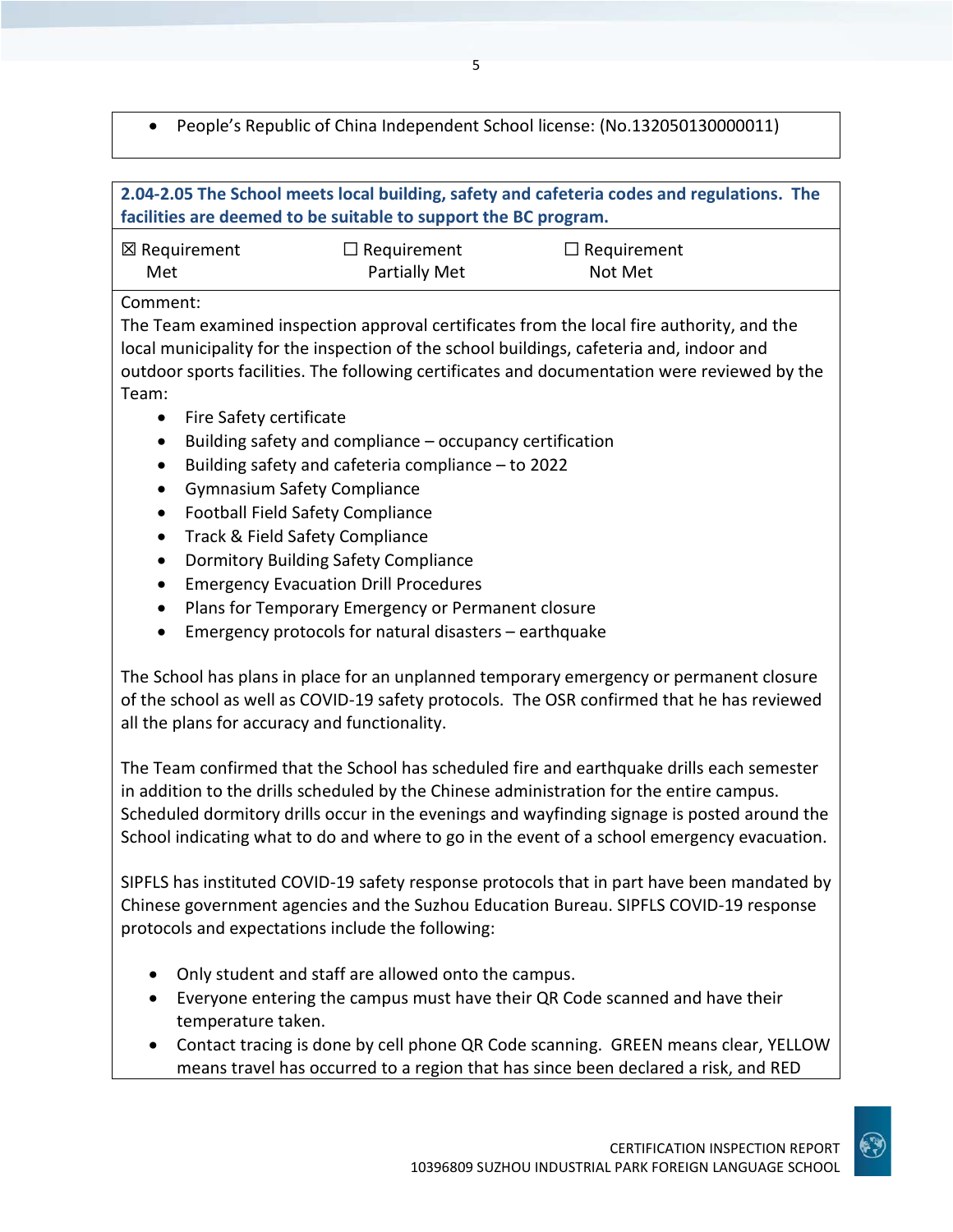- People's Republic of China Independent School license: (No.132050130000011)

**2.04-2.05 The School meets local building, safety and cafeteria codes and regulations. The facilities are deemed to be suitable to support the BC program.**

| ☒ Requirement Met | ☐ Requirement Partially Met | ☐ Requirement Not Met |
|---|---|---|

Comment:
The Team examined inspection approval certificates from the local fire authority, and the local municipality for the inspection of the school buildings, cafeteria and, indoor and outdoor sports facilities. The following certificates and documentation were reviewed by the Team:

- Fire Safety certificate
- Building safety and compliance – occupancy certification
- Building safety and cafeteria compliance – to 2022
- Gymnasium Safety Compliance
- Football Field Safety Compliance
- Track & Field Safety Compliance
- Dormitory Building Safety Compliance
- Emergency Evacuation Drill Procedures
- Plans for Temporary Emergency or Permanent closure
- Emergency protocols for natural disasters – earthquake

The School has plans in place for an unplanned temporary emergency or permanent closure of the school as well as COVID-19 safety protocols. The OSR confirmed that he has reviewed all the plans for accuracy and functionality.

The Team confirmed that the School has scheduled fire and earthquake drills each semester in addition to the drills scheduled by the Chinese administration for the entire campus. Scheduled dormitory drills occur in the evenings and wayfinding signage is posted around the School indicating what to do and where to go in the event of a school emergency evacuation.

SIPFLS has instituted COVID-19 safety response protocols that in part have been mandated by Chinese government agencies and the Suzhou Education Bureau. SIPFLS COVID-19 response protocols and expectations include the following:

- Only student and staff are allowed onto the campus.
- Everyone entering the campus must have their QR Code scanned and have their temperature taken.
- Contact tracing is done by cell phone QR Code scanning. GREEN means clear, YELLOW means travel has occurred to a region that has since been declared a risk, and RED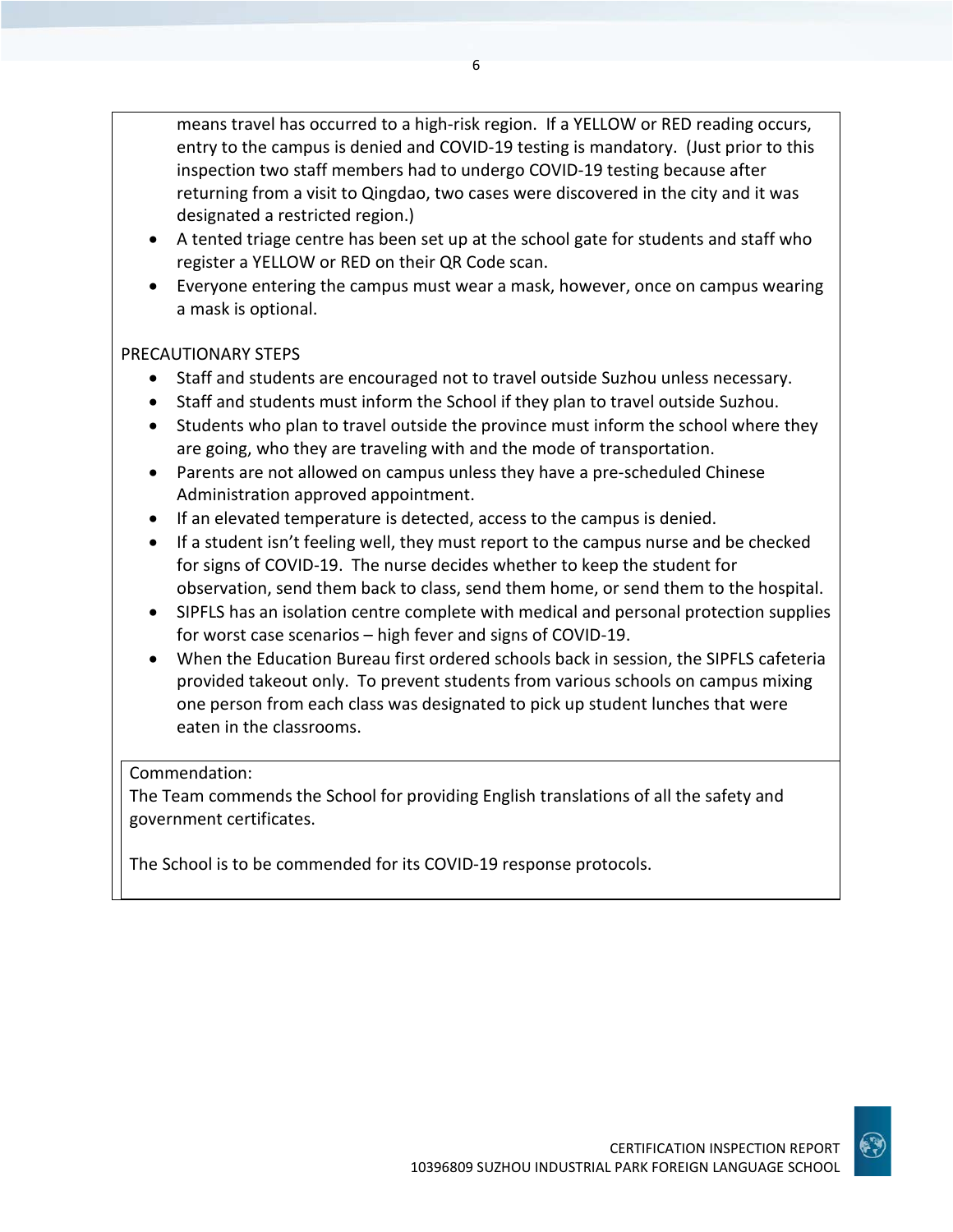means travel has occurred to a high-risk region. If a YELLOW or RED reading occurs, entry to the campus is denied and COVID-19 testing is mandatory. (Just prior to this inspection two staff members had to undergo COVID-19 testing because after returning from a visit to Qingdao, two cases were discovered in the city and it was designated a restricted region.)

- A tented triage centre has been set up at the school gate for students and staff who register a YELLOW or RED on their QR Code scan.
- Everyone entering the campus must wear a mask, however, once on campus wearing a mask is optional.

PRECAUTIONARY STEPS

- Staff and students are encouraged not to travel outside Suzhou unless necessary.
- Staff and students must inform the School if they plan to travel outside Suzhou.
- Students who plan to travel outside the province must inform the school where they are going, who they are traveling with and the mode of transportation.
- Parents are not allowed on campus unless they have a pre-scheduled Chinese Administration approved appointment.
- If an elevated temperature is detected, access to the campus is denied.
- If a student isn't feeling well, they must report to the campus nurse and be checked for signs of COVID-19. The nurse decides whether to keep the student for observation, send them back to class, send them home, or send them to the hospital.
- SIPFLS has an isolation centre complete with medical and personal protection supplies for worst case scenarios – high fever and signs of COVID-19.
- When the Education Bureau first ordered schools back in session, the SIPFLS cafeteria provided takeout only. To prevent students from various schools on campus mixing one person from each class was designated to pick up student lunches that were eaten in the classrooms.

Commendation:
The Team commends the School for providing English translations of all the safety and government certificates.

The School is to be commended for its COVID-19 response protocols.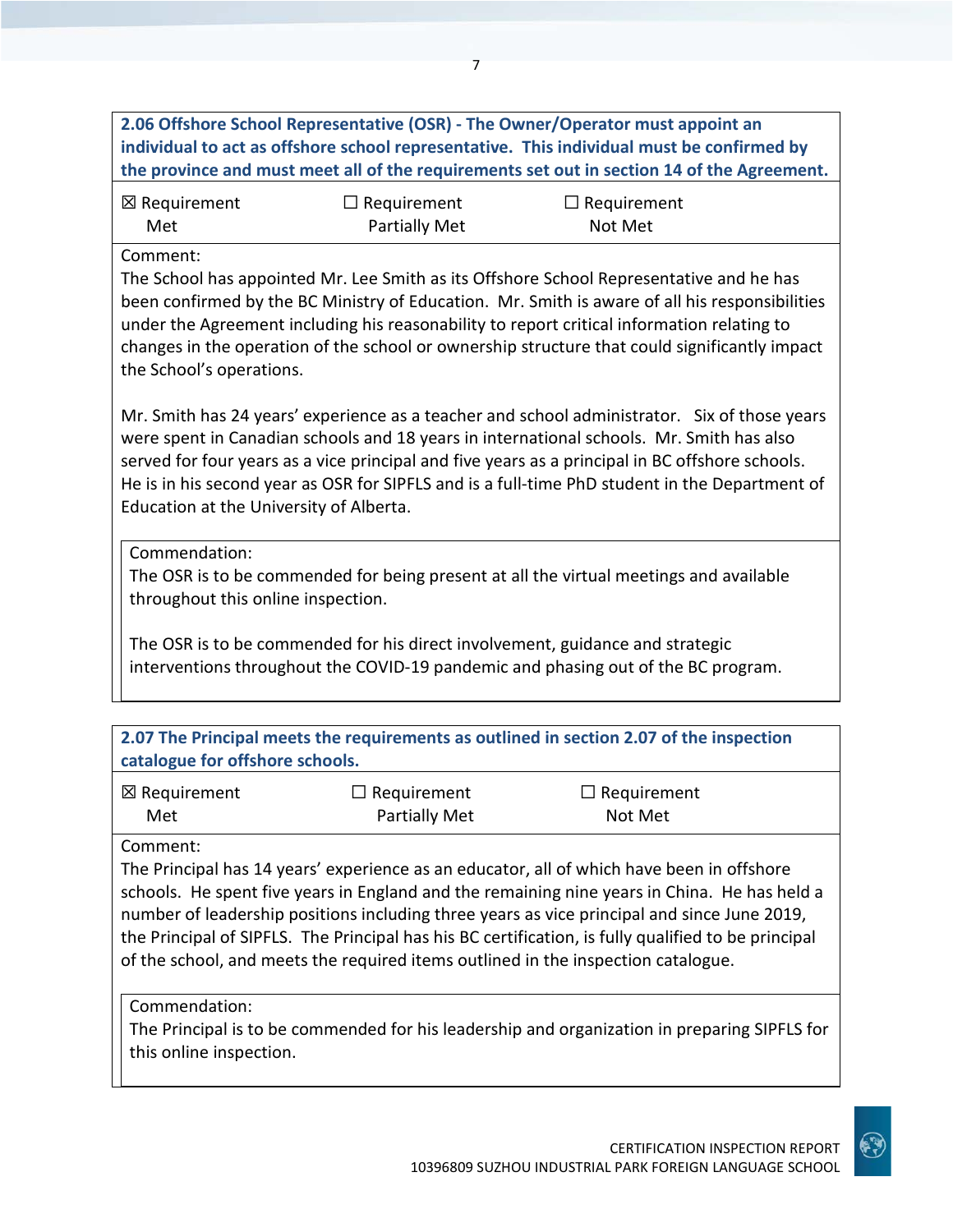**2.06 Offshore School Representative (OSR) - The Owner/Operator must appoint an individual to act as offshore school representative. This individual must be confirmed by the province and must meet all of the requirements set out in section 14 of the Agreement.**

| ☒ Requirement Met | ☐ Requirement Partially Met | ☐ Requirement Not Met |
|---|---|---|

Comment:
The School has appointed Mr. Lee Smith as its Offshore School Representative and he has been confirmed by the BC Ministry of Education. Mr. Smith is aware of all his responsibilities under the Agreement including his reasonability to report critical information relating to changes in the operation of the school or ownership structure that could significantly impact the School's operations.

Mr. Smith has 24 years' experience as a teacher and school administrator. Six of those years were spent in Canadian schools and 18 years in international schools. Mr. Smith has also served for four years as a vice principal and five years as a principal in BC offshore schools. He is in his second year as OSR for SIPFLS and is a full-time PhD student in the Department of Education at the University of Alberta.

Commendation:
The OSR is to be commended for being present at all the virtual meetings and available throughout this online inspection.

The OSR is to be commended for his direct involvement, guidance and strategic interventions throughout the COVID-19 pandemic and phasing out of the BC program.

**2.07 The Principal meets the requirements as outlined in section 2.07 of the inspection catalogue for offshore schools.**

| ☒ Requirement Met | ☐ Requirement Partially Met | ☐ Requirement Not Met |
|---|---|---|

Comment:
The Principal has 14 years' experience as an educator, all of which have been in offshore schools. He spent five years in England and the remaining nine years in China. He has held a number of leadership positions including three years as vice principal and since June 2019, the Principal of SIPFLS. The Principal has his BC certification, is fully qualified to be principal of the school, and meets the required items outlined in the inspection catalogue.

Commendation:
The Principal is to be commended for his leadership and organization in preparing SIPFLS for this online inspection.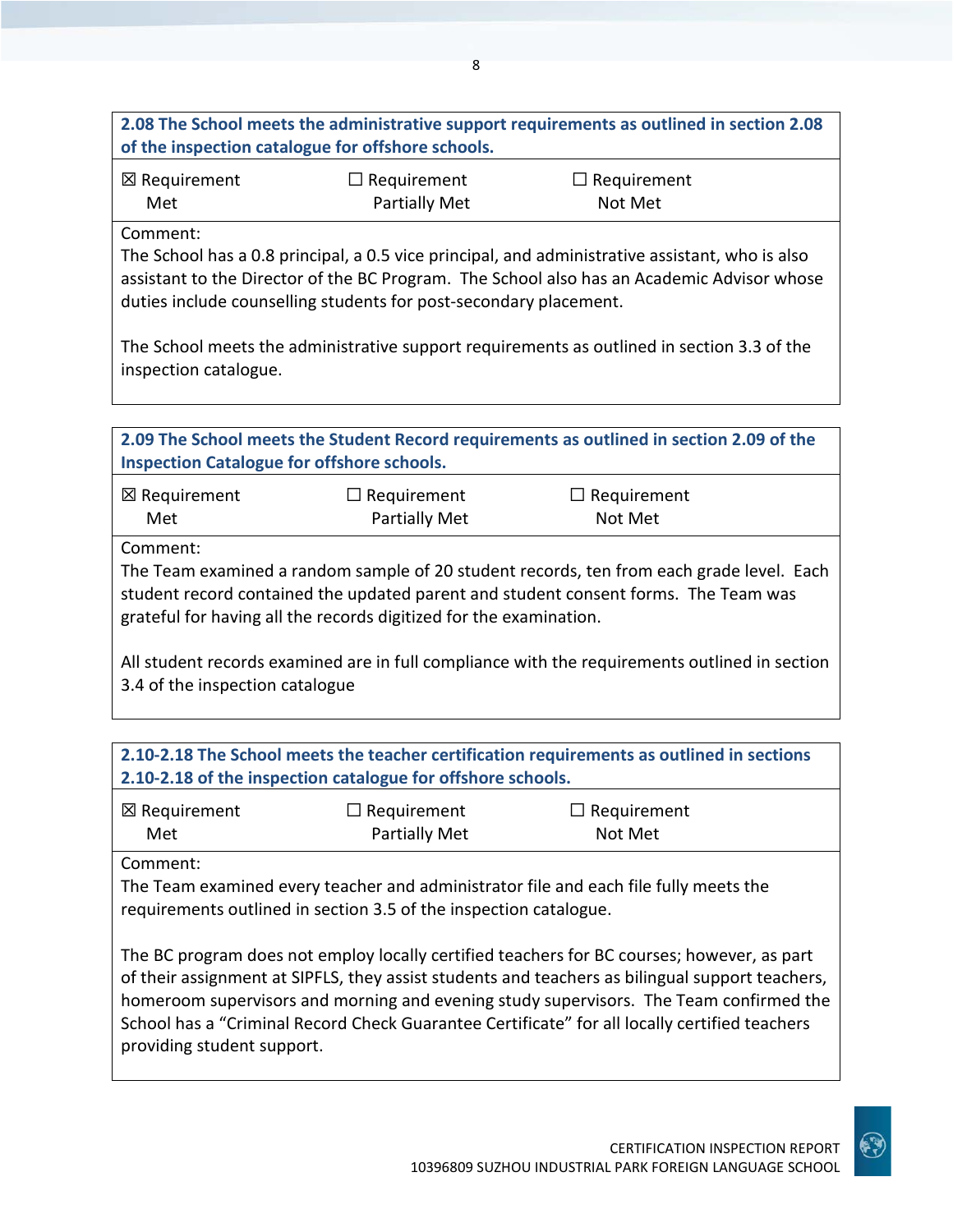**2.08 The School meets the administrative support requirements as outlined in section 2.08 of the inspection catalogue for offshore schools.**

☒ Requirement Met ☐ Requirement Partially Met ☐ Requirement Not Met

Comment:
The School has a 0.8 principal, a 0.5 vice principal, and administrative assistant, who is also assistant to the Director of the BC Program. The School also has an Academic Advisor whose duties include counselling students for post-secondary placement.

The School meets the administrative support requirements as outlined in section 3.3 of the inspection catalogue.

**2.09 The School meets the Student Record requirements as outlined in section 2.09 of the Inspection Catalogue for offshore schools.**

☒ Requirement Met ☐ Requirement Partially Met ☐ Requirement Not Met

Comment:
The Team examined a random sample of 20 student records, ten from each grade level. Each student record contained the updated parent and student consent forms. The Team was grateful for having all the records digitized for the examination.

All student records examined are in full compliance with the requirements outlined in section 3.4 of the inspection catalogue

**2.10-2.18 The School meets the teacher certification requirements as outlined in sections 2.10-2.18 of the inspection catalogue for offshore schools.**

☒ Requirement Met ☐ Requirement Partially Met ☐ Requirement Not Met

Comment:
The Team examined every teacher and administrator file and each file fully meets the requirements outlined in section 3.5 of the inspection catalogue.

The BC program does not employ locally certified teachers for BC courses; however, as part of their assignment at SIPFLS, they assist students and teachers as bilingual support teachers, homeroom supervisors and morning and evening study supervisors. The Team confirmed the School has a "Criminal Record Check Guarantee Certificate" for all locally certified teachers providing student support.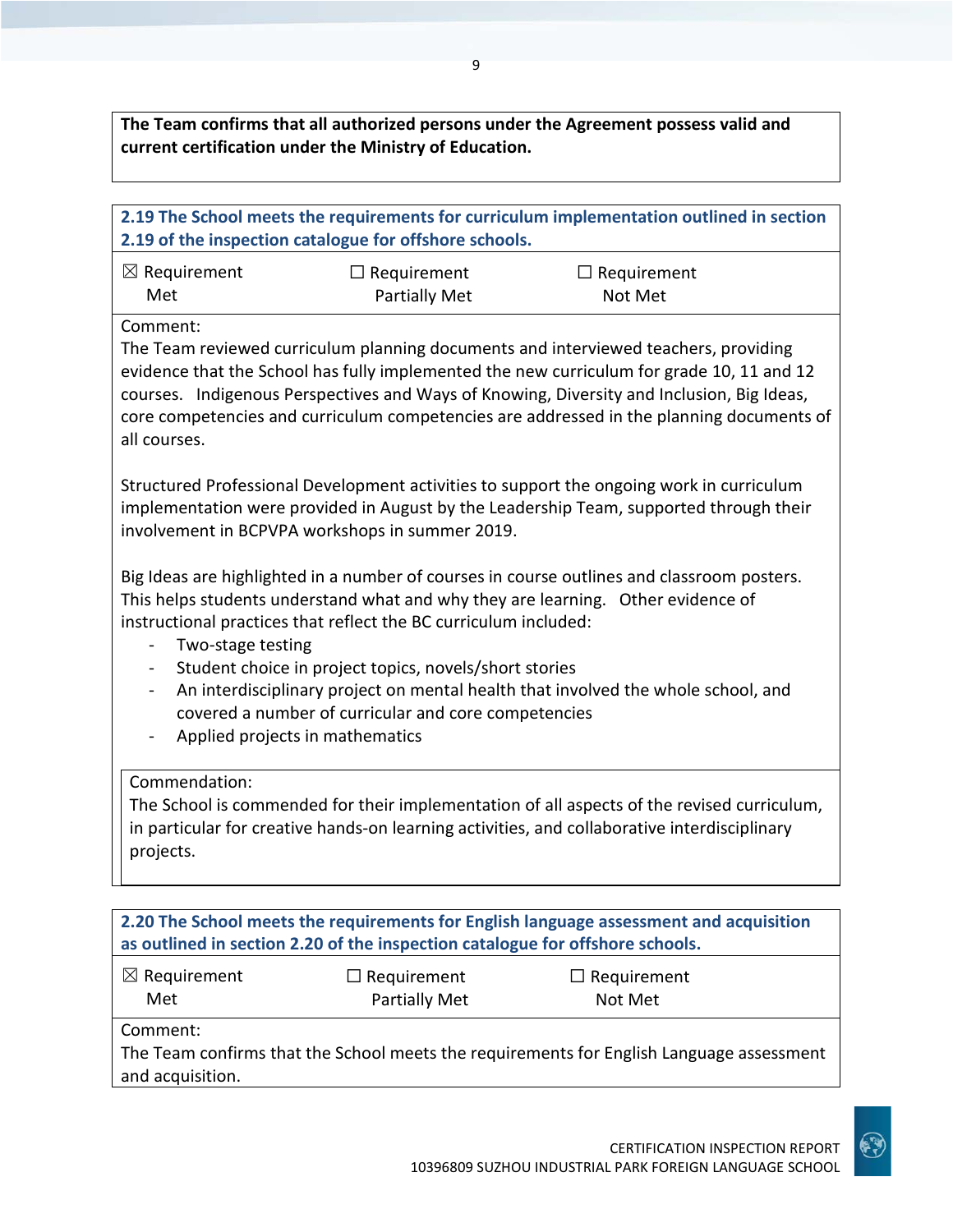**The Team confirms that all authorized persons under the Agreement possess valid and current certification under the Ministry of Education.**

**2.19 The School meets the requirements for curriculum implementation outlined in section 2.19 of the inspection catalogue for offshore schools.**

| ☒ Requirement Met | ☐ Requirement Partially Met | ☐ Requirement Not Met |
|---|---|---|

Comment:

The Team reviewed curriculum planning documents and interviewed teachers, providing evidence that the School has fully implemented the new curriculum for grade 10, 11 and 12 courses. Indigenous Perspectives and Ways of Knowing, Diversity and Inclusion, Big Ideas, core competencies and curriculum competencies are addressed in the planning documents of all courses.

Structured Professional Development activities to support the ongoing work in curriculum implementation were provided in August by the Leadership Team, supported through their involvement in BCPVPA workshops in summer 2019.

Big Ideas are highlighted in a number of courses in course outlines and classroom posters. This helps students understand what and why they are learning. Other evidence of instructional practices that reflect the BC curriculum included:

- Two-stage testing
- Student choice in project topics, novels/short stories
- An interdisciplinary project on mental health that involved the whole school, and covered a number of curricular and core competencies
- Applied projects in mathematics

Commendation:

The School is commended for their implementation of all aspects of the revised curriculum, in particular for creative hands-on learning activities, and collaborative interdisciplinary projects.

**2.20 The School meets the requirements for English language assessment and acquisition as outlined in section 2.20 of the inspection catalogue for offshore schools.**

| ☒ Requirement Met | ☐ Requirement Partially Met | ☐ Requirement Not Met |
|---|---|---|

Comment:

The Team confirms that the School meets the requirements for English Language assessment and acquisition.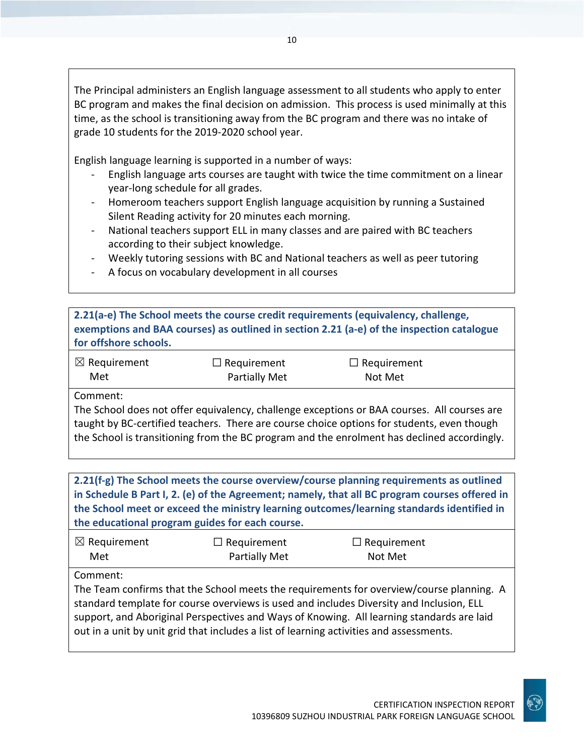The Principal administers an English language assessment to all students who apply to enter BC program and makes the final decision on admission. This process is used minimally at this time, as the school is transitioning away from the BC program and there was no intake of grade 10 students for the 2019-2020 school year.

English language learning is supported in a number of ways:

- English language arts courses are taught with twice the time commitment on a linear year-long schedule for all grades.
- Homeroom teachers support English language acquisition by running a Sustained Silent Reading activity for 20 minutes each morning.
- National teachers support ELL in many classes and are paired with BC teachers according to their subject knowledge.
- Weekly tutoring sessions with BC and National teachers as well as peer tutoring
- A focus on vocabulary development in all courses

**2.21(a-e) The School meets the course credit requirements (equivalency, challenge, exemptions and BAA courses) as outlined in section 2.21 (a-e) of the inspection catalogue for offshore schools.**

| ☒ Requirement Met | ☐ Requirement Partially Met | ☐ Requirement Not Met |
|---|---|---|

Comment:
The School does not offer equivalency, challenge exceptions or BAA courses. All courses are taught by BC-certified teachers. There are course choice options for students, even though the School is transitioning from the BC program and the enrolment has declined accordingly.

**2.21(f-g) The School meets the course overview/course planning requirements as outlined in Schedule B Part I, 2. (e) of the Agreement; namely, that all BC program courses offered in the School meet or exceed the ministry learning outcomes/learning standards identified in the educational program guides for each course.**

| ☒ Requirement Met | ☐ Requirement Partially Met | ☐ Requirement Not Met |
|---|---|---|

Comment:
The Team confirms that the School meets the requirements for overview/course planning. A standard template for course overviews is used and includes Diversity and Inclusion, ELL support, and Aboriginal Perspectives and Ways of Knowing. All learning standards are laid out in a unit by unit grid that includes a list of learning activities and assessments.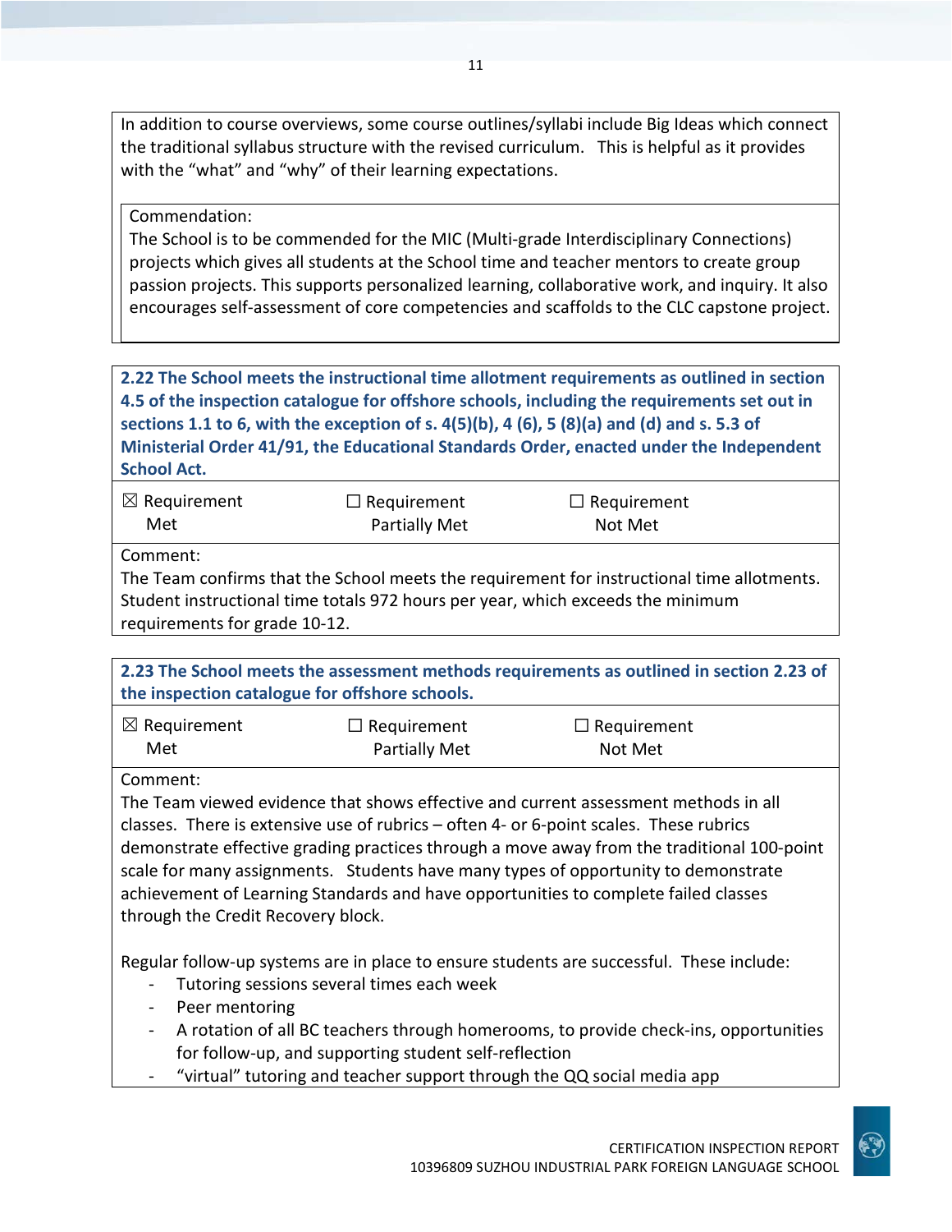In addition to course overviews, some course outlines/syllabi include Big Ideas which connect the traditional syllabus structure with the revised curriculum. This is helpful as it provides with the "what" and "why" of their learning expectations.

Commendation:
The School is to be commended for the MIC (Multi-grade Interdisciplinary Connections) projects which gives all students at the School time and teacher mentors to create group passion projects. This supports personalized learning, collaborative work, and inquiry. It also encourages self-assessment of core competencies and scaffolds to the CLC capstone project.

**2.22 The School meets the instructional time allotment requirements as outlined in section 4.5 of the inspection catalogue for offshore schools, including the requirements set out in sections 1.1 to 6, with the exception of s. 4(5)(b), 4 (6), 5 (8)(a) and (d) and s. 5.3 of Ministerial Order 41/91, the Educational Standards Order, enacted under the Independent School Act.**

| ☒ Requirement Met | ☐ Requirement Partially Met | ☐ Requirement Not Met |
|---|---|---|

Comment:
The Team confirms that the School meets the requirement for instructional time allotments. Student instructional time totals 972 hours per year, which exceeds the minimum requirements for grade 10-12.

**2.23 The School meets the assessment methods requirements as outlined in section 2.23 of the inspection catalogue for offshore schools.**

| ☒ Requirement Met | ☐ Requirement Partially Met | ☐ Requirement Not Met |
|---|---|---|

Comment:
The Team viewed evidence that shows effective and current assessment methods in all classes. There is extensive use of rubrics – often 4- or 6-point scales. These rubrics demonstrate effective grading practices through a move away from the traditional 100-point scale for many assignments. Students have many types of opportunity to demonstrate achievement of Learning Standards and have opportunities to complete failed classes through the Credit Recovery block.

Regular follow-up systems are in place to ensure students are successful. These include:

- Tutoring sessions several times each week
- Peer mentoring
- A rotation of all BC teachers through homerooms, to provide check-ins, opportunities for follow-up, and supporting student self-reflection
- "virtual" tutoring and teacher support through the QQ social media app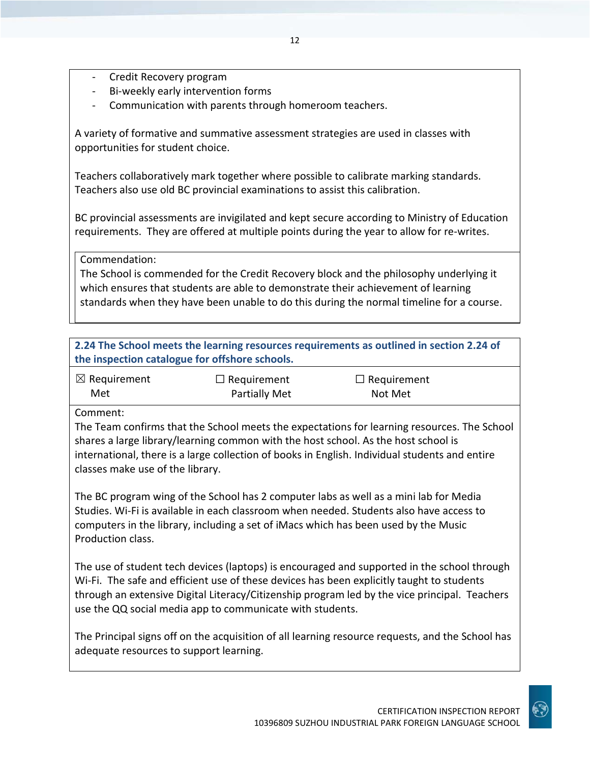- Credit Recovery program
- Bi-weekly early intervention forms
- Communication with parents through homeroom teachers.

A variety of formative and summative assessment strategies are used in classes with opportunities for student choice.

Teachers collaboratively mark together where possible to calibrate marking standards. Teachers also use old BC provincial examinations to assist this calibration.

BC provincial assessments are invigilated and kept secure according to Ministry of Education requirements. They are offered at multiple points during the year to allow for re-writes.

Commendation:
The School is commended for the Credit Recovery block and the philosophy underlying it which ensures that students are able to demonstrate their achievement of learning standards when they have been unable to do this during the normal timeline for a course.

**2.24 The School meets the learning resources requirements as outlined in section 2.24 of the inspection catalogue for offshore schools.**

| ☒ Requirement Met | ☐ Requirement Partially Met | ☐ Requirement Not Met |
|---|---|---|

Comment:
The Team confirms that the School meets the expectations for learning resources. The School shares a large library/learning common with the host school. As the host school is international, there is a large collection of books in English. Individual students and entire classes make use of the library.

The BC program wing of the School has 2 computer labs as well as a mini lab for Media Studies. Wi-Fi is available in each classroom when needed. Students also have access to computers in the library, including a set of iMacs which has been used by the Music Production class.

The use of student tech devices (laptops) is encouraged and supported in the school through Wi-Fi. The safe and efficient use of these devices has been explicitly taught to students through an extensive Digital Literacy/Citizenship program led by the vice principal. Teachers use the QQ social media app to communicate with students.

The Principal signs off on the acquisition of all learning resource requests, and the School has adequate resources to support learning.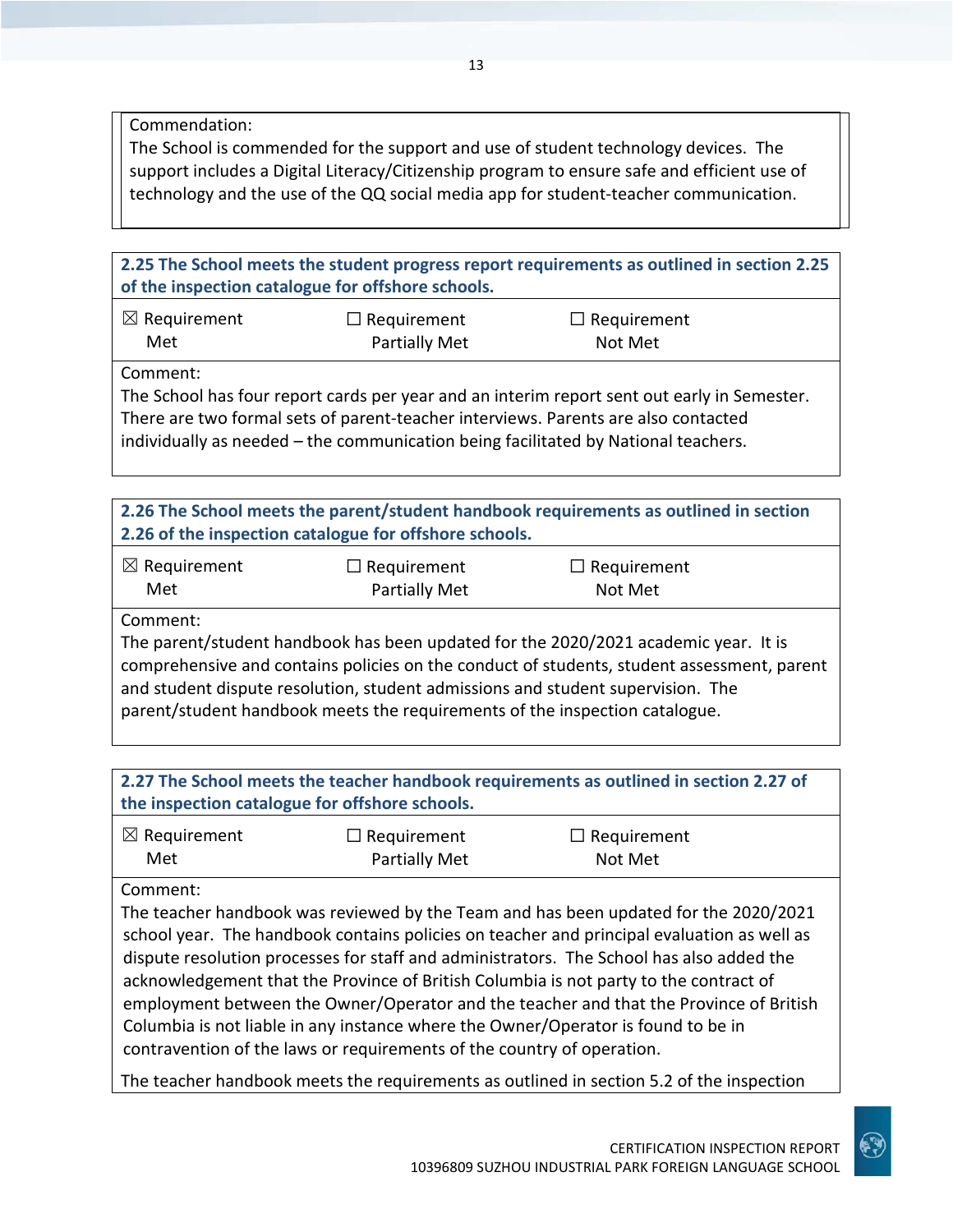Commendation:
The School is commended for the support and use of student technology devices. The support includes a Digital Literacy/Citizenship program to ensure safe and efficient use of technology and the use of the QQ social media app for student-teacher communication.

**2.25 The School meets the student progress report requirements as outlined in section 2.25 of the inspection catalogue for offshore schools.**

| ☒ Requirement Met | ☐ Requirement Partially Met | ☐ Requirement Not Met |
|---|---|---|

Comment:
The School has four report cards per year and an interim report sent out early in Semester. There are two formal sets of parent-teacher interviews. Parents are also contacted individually as needed – the communication being facilitated by National teachers.

**2.26 The School meets the parent/student handbook requirements as outlined in section 2.26 of the inspection catalogue for offshore schools.**

| ☒ Requirement Met | ☐ Requirement Partially Met | ☐ Requirement Not Met |
|---|---|---|

Comment:
The parent/student handbook has been updated for the 2020/2021 academic year. It is comprehensive and contains policies on the conduct of students, student assessment, parent and student dispute resolution, student admissions and student supervision. The parent/student handbook meets the requirements of the inspection catalogue.

**2.27 The School meets the teacher handbook requirements as outlined in section 2.27 of the inspection catalogue for offshore schools.**

| ☒ Requirement Met | ☐ Requirement Partially Met | ☐ Requirement Not Met |
|---|---|---|

Comment:
The teacher handbook was reviewed by the Team and has been updated for the 2020/2021 school year. The handbook contains policies on teacher and principal evaluation as well as dispute resolution processes for staff and administrators. The School has also added the acknowledgement that the Province of British Columbia is not party to the contract of employment between the Owner/Operator and the teacher and that the Province of British Columbia is not liable in any instance where the Owner/Operator is found to be in contravention of the laws or requirements of the country of operation.

The teacher handbook meets the requirements as outlined in section 5.2 of the inspection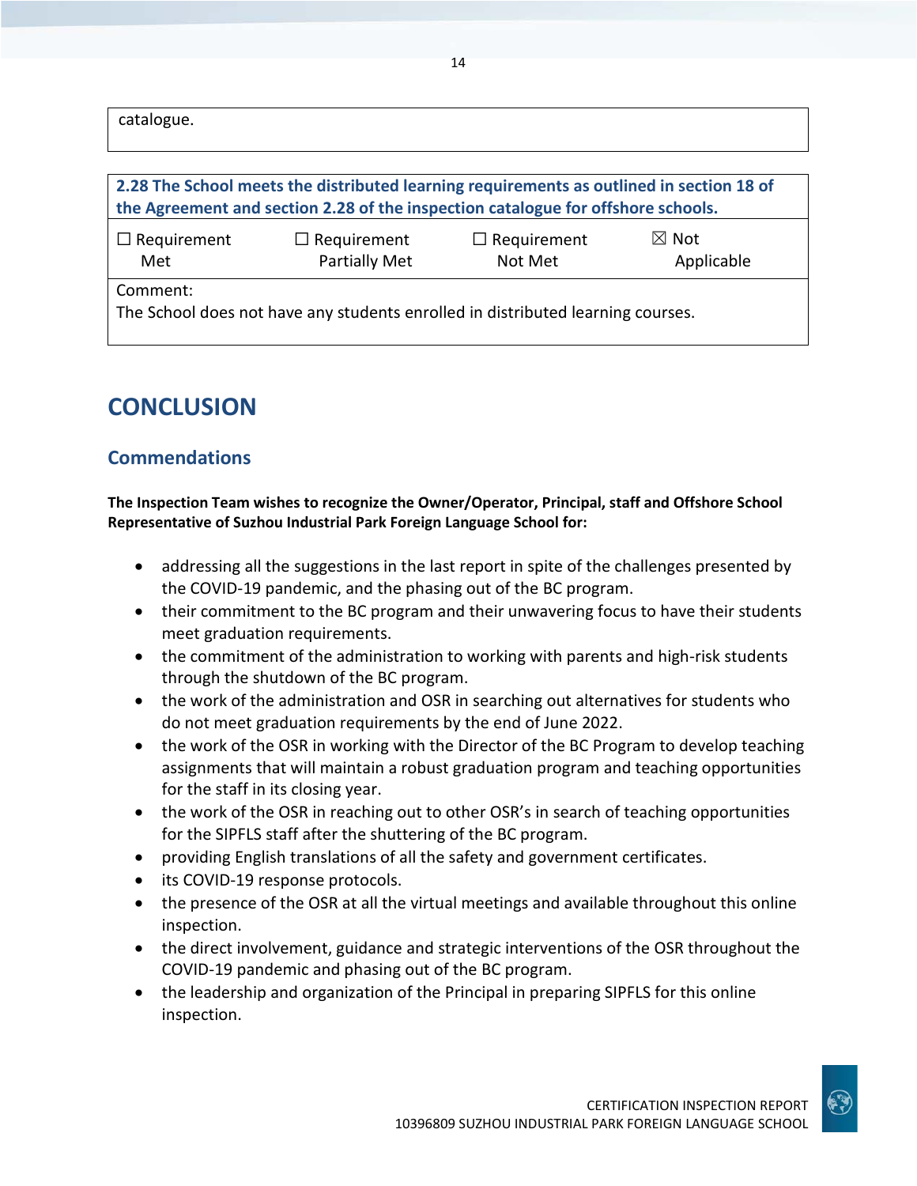| catalogue. |
|---|

| 2.28 The School meets the distributed learning requirements as outlined in section 18 of the Agreement and section 2.28 of the inspection catalogue for offshore schools. | | | |
|---|---|---|---|
| ☐ Requirement Met | ☐ Requirement Partially Met | ☐ Requirement Not Met | ☒ Not Applicable |
| Comment: The School does not have any students enrolled in distributed learning courses. | | | |

# CONCLUSION

## Commendations

**The Inspection Team wishes to recognize the Owner/Operator, Principal, staff and Offshore School Representative of Suzhou Industrial Park Foreign Language School for:**

- addressing all the suggestions in the last report in spite of the challenges presented by the COVID-19 pandemic, and the phasing out of the BC program.
- their commitment to the BC program and their unwavering focus to have their students meet graduation requirements.
- the commitment of the administration to working with parents and high-risk students through the shutdown of the BC program.
- the work of the administration and OSR in searching out alternatives for students who do not meet graduation requirements by the end of June 2022.
- the work of the OSR in working with the Director of the BC Program to develop teaching assignments that will maintain a robust graduation program and teaching opportunities for the staff in its closing year.
- the work of the OSR in reaching out to other OSR's in search of teaching opportunities for the SIPFLS staff after the shuttering of the BC program.
- providing English translations of all the safety and government certificates.
- its COVID-19 response protocols.
- the presence of the OSR at all the virtual meetings and available throughout this online inspection.
- the direct involvement, guidance and strategic interventions of the OSR throughout the COVID-19 pandemic and phasing out of the BC program.
- the leadership and organization of the Principal in preparing SIPFLS for this online inspection.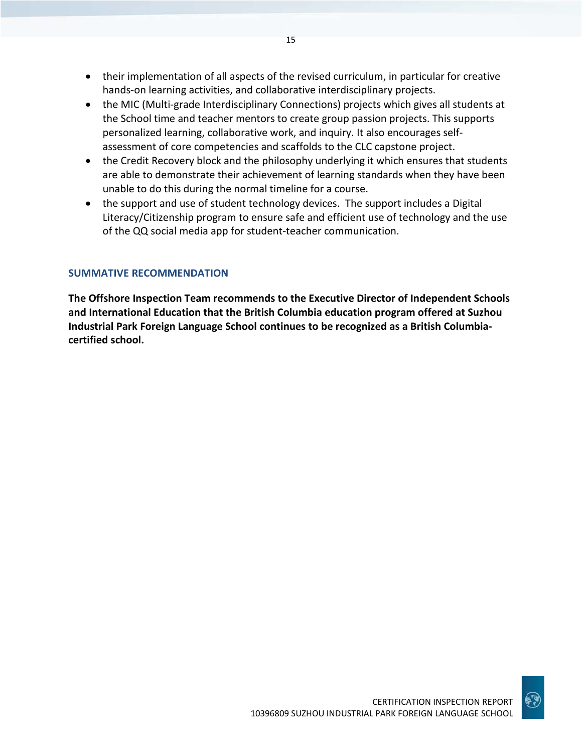- their implementation of all aspects of the revised curriculum, in particular for creative hands-on learning activities, and collaborative interdisciplinary projects.
- the MIC (Multi-grade Interdisciplinary Connections) projects which gives all students at the School time and teacher mentors to create group passion projects. This supports personalized learning, collaborative work, and inquiry. It also encourages self-assessment of core competencies and scaffolds to the CLC capstone project.
- the Credit Recovery block and the philosophy underlying it which ensures that students are able to demonstrate their achievement of learning standards when they have been unable to do this during the normal timeline for a course.
- the support and use of student technology devices. The support includes a Digital Literacy/Citizenship program to ensure safe and efficient use of technology and the use of the QQ social media app for student-teacher communication.

## SUMMATIVE RECOMMENDATION

**The Offshore Inspection Team recommends to the Executive Director of Independent Schools and International Education that the British Columbia education program offered at Suzhou Industrial Park Foreign Language School continues to be recognized as a British Columbia-certified school.**